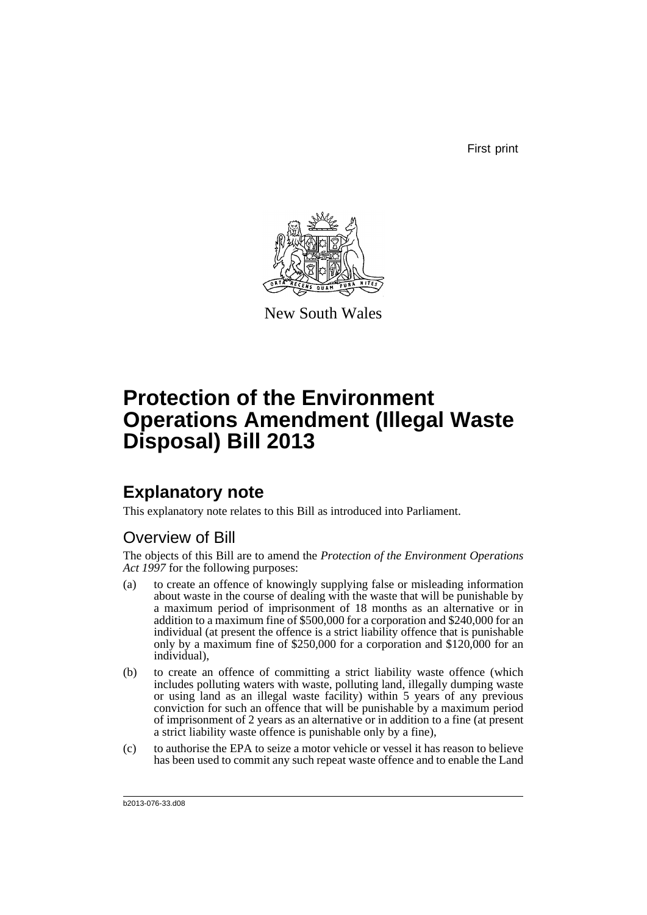First print

New South Wales

# Protection of the Environment Operations Amendment (Illegal Waste Disposal) Bill 2013

## Explanatory note

This explanatory note relates to this Bill as introduced into Parliament.

### Overview of Bill

The objects of this Bill are to amend the *Protection of the Environment Operations Act 1997* for the following purposes:

(a) to create an offence of knowingly supplying false or misleading information about waste in the course of dealing with the waste that will be punishable by a maximum period of imprisonment of 18 months as an alternative or in addition to a maximum fine of $500,000 for a corporation and $240,000 for an individual (at present the offence is a strict liability offence that is punishable only by a maximum fine of $250,000 for a corporation and $120,000 for an individual),

(b) to create an offence of committing a strict liability waste offence (which includes polluting waters with waste, polluting land, illegally dumping waste or using land as an illegal waste facility) within 5 years of any previous conviction for such an offence that will be punishable by a maximum period of imprisonment of 2 years as an alternative or in addition to a fine (at present a strict liability waste offence is punishable only by a fine),

(c) to authorise the EPA to seize a motor vehicle or vessel it has reason to believe has been used to commit any such repeat waste offence and to enable the Land

b2013-076-33.d08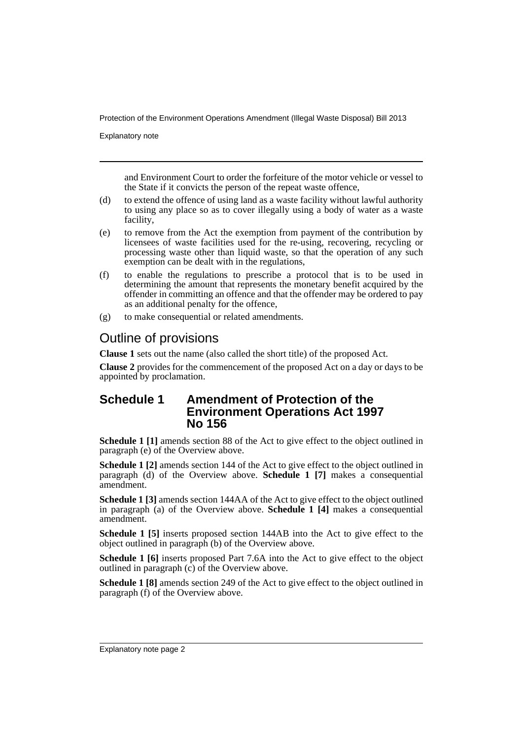and Environment Court to order the forfeiture of the motor vehicle or vessel to the State if it convicts the person of the repeat waste offence,

(d) to extend the offence of using land as a waste facility without lawful authority to using any place so as to cover illegally using a body of water as a waste facility,

(e) to remove from the Act the exemption from payment of the contribution by licensees of waste facilities used for the re-using, recovering, recycling or processing waste other than liquid waste, so that the operation of any such exemption can be dealt with in the regulations,

(f) to enable the regulations to prescribe a protocol that is to be used in determining the amount that represents the monetary benefit acquired by the offender in committing an offence and that the offender may be ordered to pay as an additional penalty for the offence,

(g) to make consequential or related amendments.

## Outline of provisions

**Clause 1** sets out the name (also called the short title) of the proposed Act.

**Clause 2** provides for the commencement of the proposed Act on a day or days to be appointed by proclamation.

### Schedule 1 Amendment of Protection of the Environment Operations Act 1997 No 156

**Schedule 1 [1]** amends section 88 of the Act to give effect to the object outlined in paragraph (e) of the Overview above.

**Schedule 1 [2]** amends section 144 of the Act to give effect to the object outlined in paragraph (d) of the Overview above. **Schedule 1 [7]** makes a consequential amendment.

**Schedule 1 [3]** amends section 144AA of the Act to give effect to the object outlined in paragraph (a) of the Overview above. **Schedule 1 [4]** makes a consequential amendment.

**Schedule 1 [5]** inserts proposed section 144AB into the Act to give effect to the object outlined in paragraph (b) of the Overview above.

**Schedule 1 [6]** inserts proposed Part 7.6A into the Act to give effect to the object outlined in paragraph (c) of the Overview above.

**Schedule 1 [8]** amends section 249 of the Act to give effect to the object outlined in paragraph (f) of the Overview above.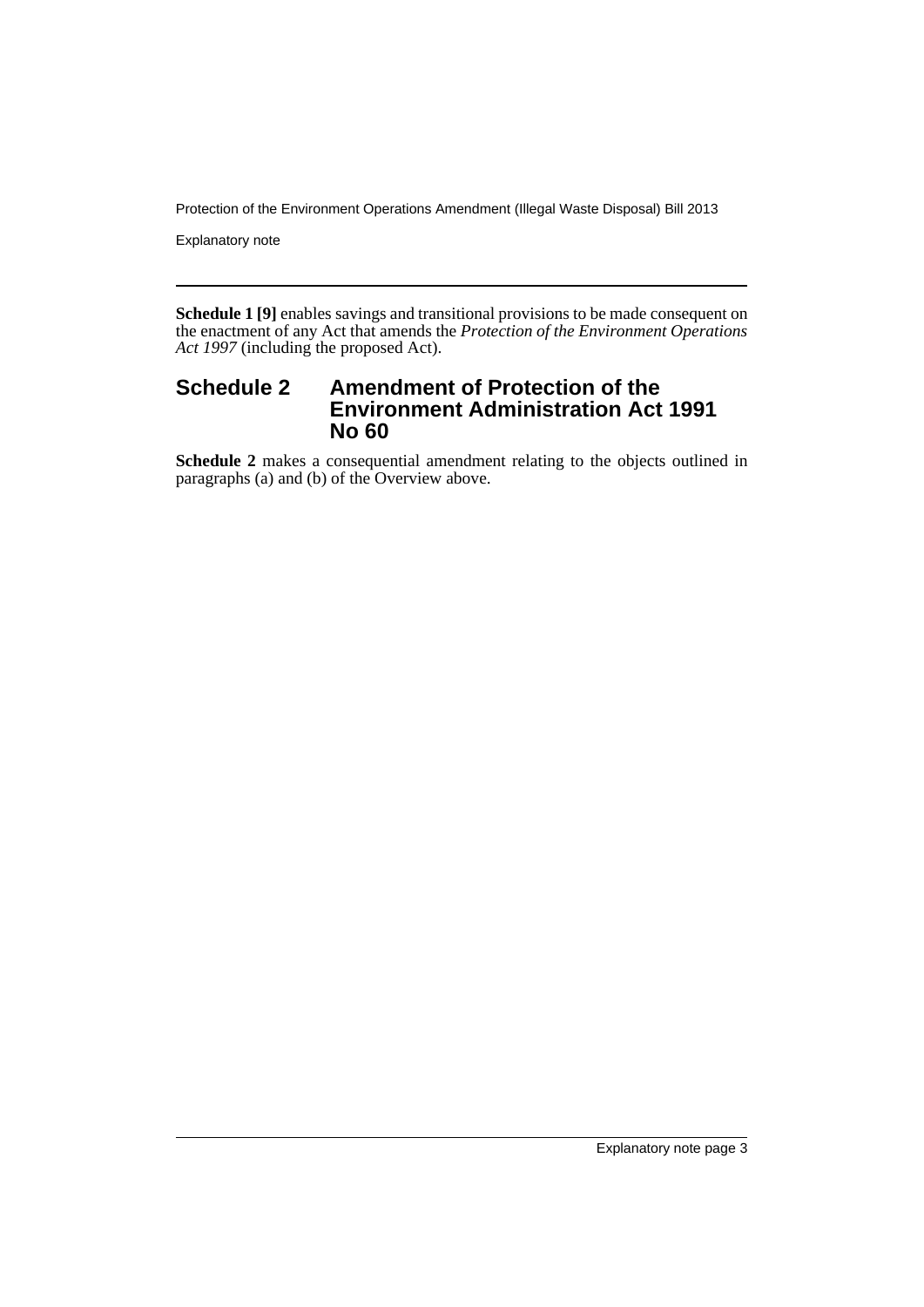**Schedule 1 [9]** enables savings and transitional provisions to be made consequent on the enactment of any Act that amends the *Protection of the Environment Operations Act 1997* (including the proposed Act).

## Schedule 2 Amendment of Protection of the Environment Administration Act 1991 No 60

**Schedule 2** makes a consequential amendment relating to the objects outlined in paragraphs (a) and (b) of the Overview above.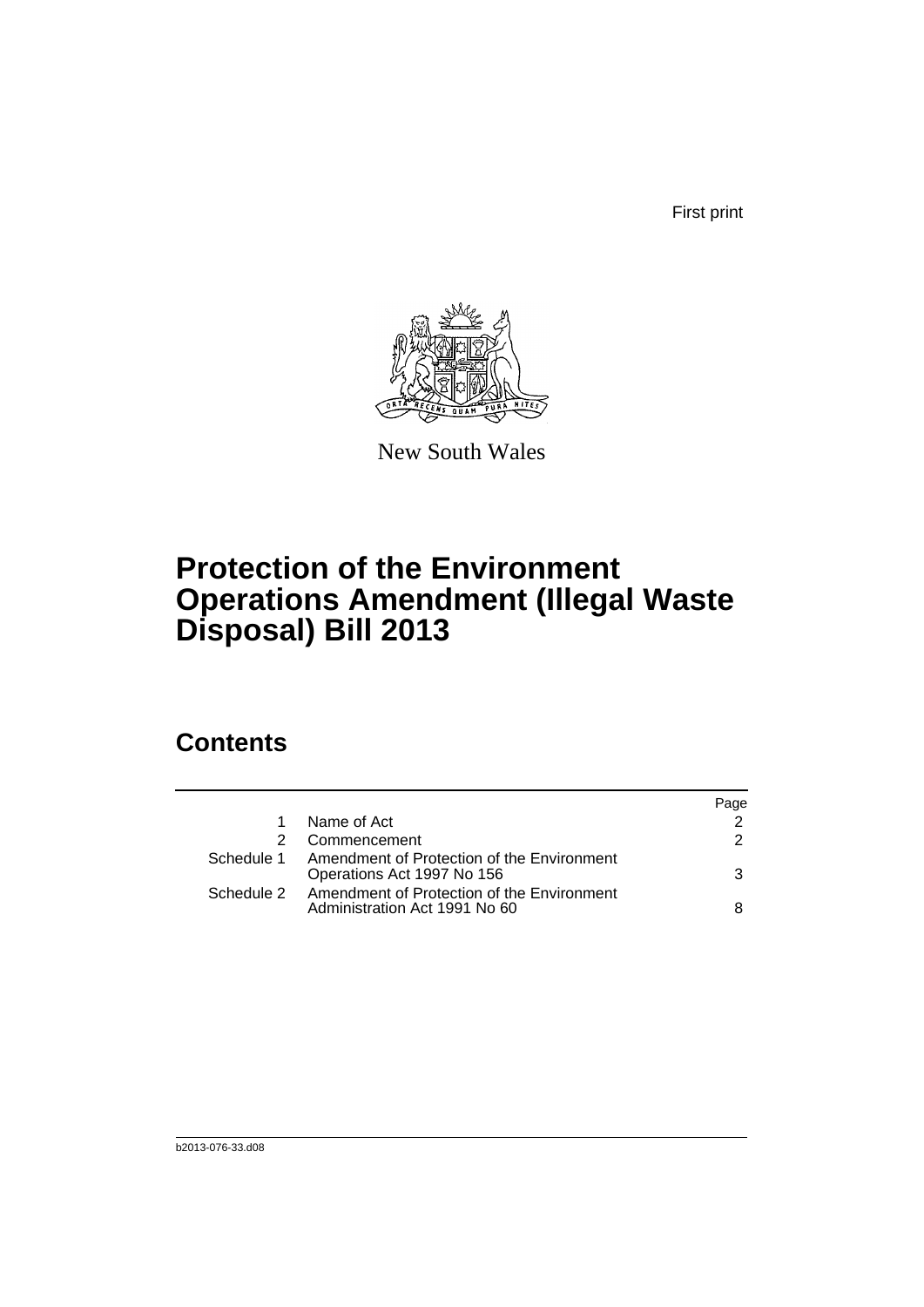First print

New South Wales

# Protection of the Environment Operations Amendment (Illegal Waste Disposal) Bill 2013

## Contents

| | | Page |
|---|---|---|
| 1 | Name of Act | 2 |
| 2 | Commencement | 2 |
| Schedule 1 | Amendment of Protection of the Environment Operations Act 1997 No 156 | 3 |
| Schedule 2 | Amendment of Protection of the Environment Administration Act 1991 No 60 | 8 |

b2013-076-33.d08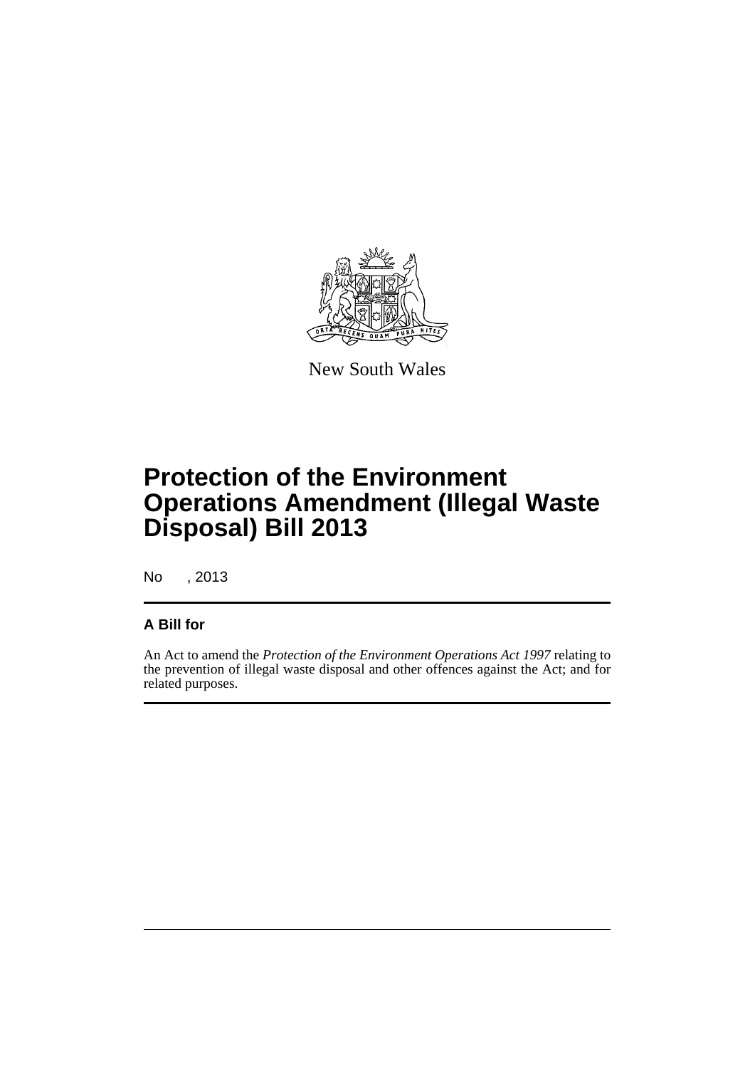New South Wales

# Protection of the Environment Operations Amendment (Illegal Waste Disposal) Bill 2013

No , 2013

## A Bill for

An Act to amend the *Protection of the Environment Operations Act 1997* relating to the prevention of illegal waste disposal and other offences against the Act; and for related purposes.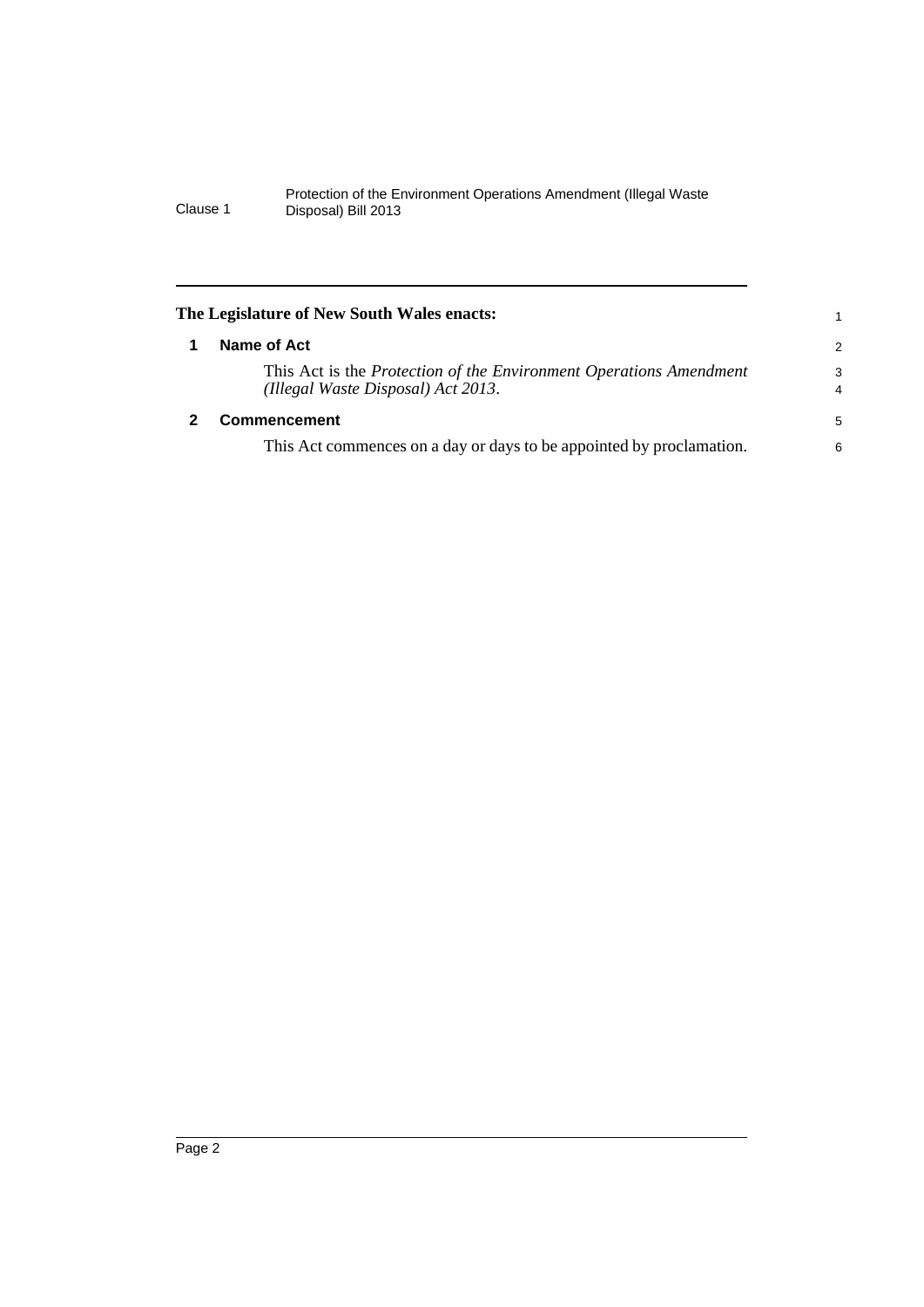**The Legislature of New South Wales enacts:**

## 1 Name of Act

This Act is the *Protection of the Environment Operations Amendment (Illegal Waste Disposal) Act 2013*.

## 2 Commencement

This Act commences on a day or days to be appointed by proclamation.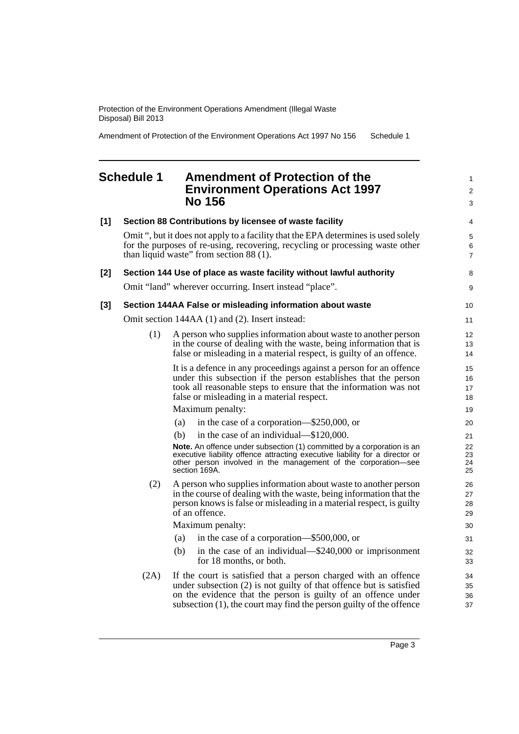## Schedule 1 Amendment of Protection of the Environment Operations Act 1997 No 156

**[1] Section 88 Contributions by licensee of waste facility**

Omit ", but it does not apply to a facility that the EPA determines is used solely for the purposes of re-using, recovering, recycling or processing waste other than liquid waste" from section 88 (1).

**[2] Section 144 Use of place as waste facility without lawful authority**

Omit "land" wherever occurring. Insert instead "place".

**[3] Section 144AA False or misleading information about waste**

Omit section 144AA (1) and (2). Insert instead:

(1) A person who supplies information about waste to another person in the course of dealing with the waste, being information that is false or misleading in a material respect, is guilty of an offence.

It is a defence in any proceedings against a person for an offence under this subsection if the person establishes that the person took all reasonable steps to ensure that the information was not false or misleading in a material respect.

Maximum penalty:

(a) in the case of a corporation—$250,000, or

(b) in the case of an individual—$120,000.

**Note.** An offence under subsection (1) committed by a corporation is an executive liability offence attracting executive liability for a director or other person involved in the management of the corporation—see section 169A.

(2) A person who supplies information about waste to another person in the course of dealing with the waste, being information that the person knows is false or misleading in a material respect, is guilty of an offence.

Maximum penalty:

(a) in the case of a corporation—$500,000, or

(b) in the case of an individual—$240,000 or imprisonment for 18 months, or both.

(2A) If the court is satisfied that a person charged with an offence under subsection (2) is not guilty of that offence but is satisfied on the evidence that the person is guilty of an offence under subsection (1), the court may find the person guilty of the offence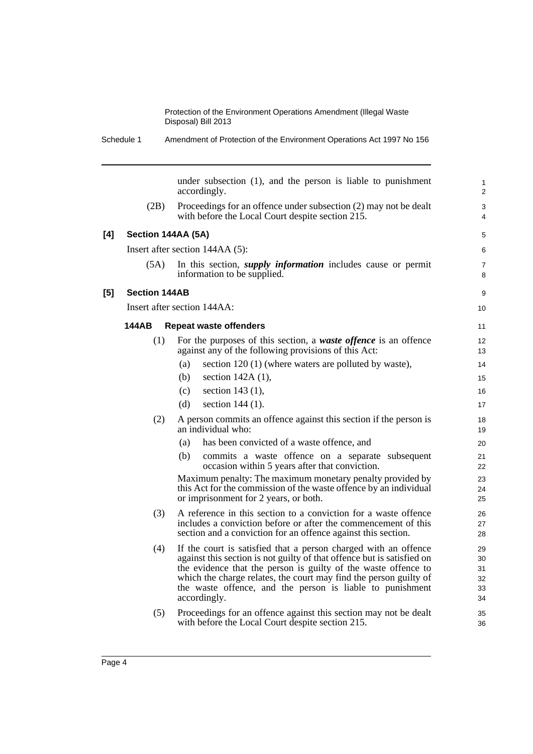under subsection (1), and the person is liable to punishment accordingly.

(2B) Proceedings for an offence under subsection (2) may not be dealt with before the Local Court despite section 215.

### [4] Section 144AA (5A)

Insert after section 144AA (5):

(5A) In this section, ***supply information*** includes cause or permit information to be supplied.

### [5] Section 144AB

Insert after section 144AA:

#### 144AB Repeat waste offenders

(1) For the purposes of this section, a ***waste offence*** is an offence against any of the following provisions of this Act:

- (a) section 120 (1) (where waters are polluted by waste),
- (b) section 142A (1),
- (c) section 143 (1),
- (d) section 144 (1).

(2) A person commits an offence against this section if the person is an individual who:

- (a) has been convicted of a waste offence, and
- (b) commits a waste offence on a separate subsequent occasion within 5 years after that conviction.

Maximum penalty: The maximum monetary penalty provided by this Act for the commission of the waste offence by an individual or imprisonment for 2 years, or both.

(3) A reference in this section to a conviction for a waste offence includes a conviction before or after the commencement of this section and a conviction for an offence against this section.

(4) If the court is satisfied that a person charged with an offence against this section is not guilty of that offence but is satisfied on the evidence that the person is guilty of the waste offence to which the charge relates, the court may find the person guilty of the waste offence, and the person is liable to punishment accordingly.

(5) Proceedings for an offence against this section may not be dealt with before the Local Court despite section 215.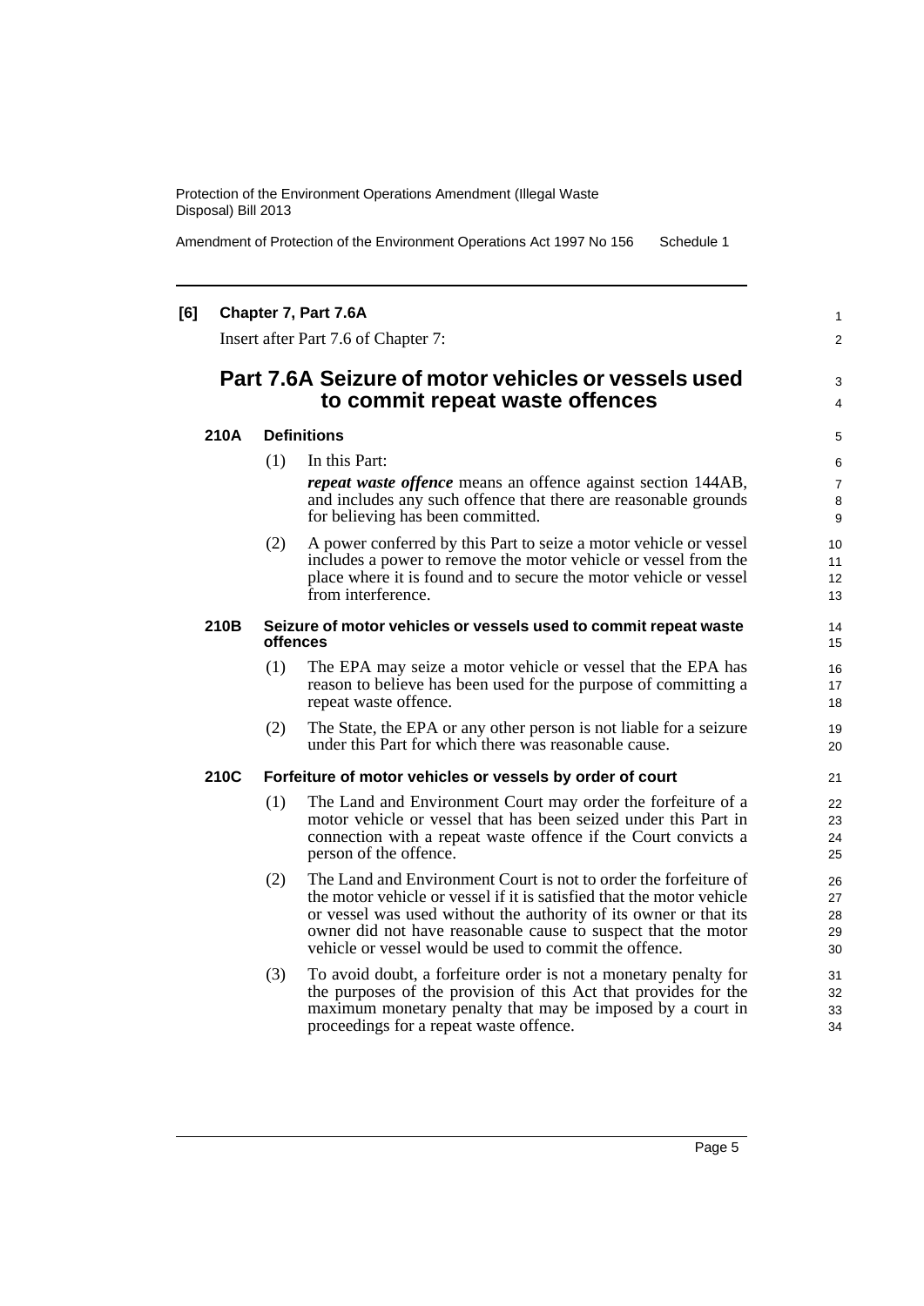**[6] Chapter 7, Part 7.6A**

Insert after Part 7.6 of Chapter 7:

## Part 7.6A Seizure of motor vehicles or vessels used to commit repeat waste offences

### 210A Definitions

(1) In this Part:

***repeat waste offence*** means an offence against section 144AB, and includes any such offence that there are reasonable grounds for believing has been committed.

(2) A power conferred by this Part to seize a motor vehicle or vessel includes a power to remove the motor vehicle or vessel from the place where it is found and to secure the motor vehicle or vessel from interference.

### 210B Seizure of motor vehicles or vessels used to commit repeat waste offences

(1) The EPA may seize a motor vehicle or vessel that the EPA has reason to believe has been used for the purpose of committing a repeat waste offence.

(2) The State, the EPA or any other person is not liable for a seizure under this Part for which there was reasonable cause.

### 210C Forfeiture of motor vehicles or vessels by order of court

(1) The Land and Environment Court may order the forfeiture of a motor vehicle or vessel that has been seized under this Part in connection with a repeat waste offence if the Court convicts a person of the offence.

(2) The Land and Environment Court is not to order the forfeiture of the motor vehicle or vessel if it is satisfied that the motor vehicle or vessel was used without the authority of its owner or that its owner did not have reasonable cause to suspect that the motor vehicle or vessel would be used to commit the offence.

(3) To avoid doubt, a forfeiture order is not a monetary penalty for the purposes of the provision of this Act that provides for the maximum monetary penalty that may be imposed by a court in proceedings for a repeat waste offence.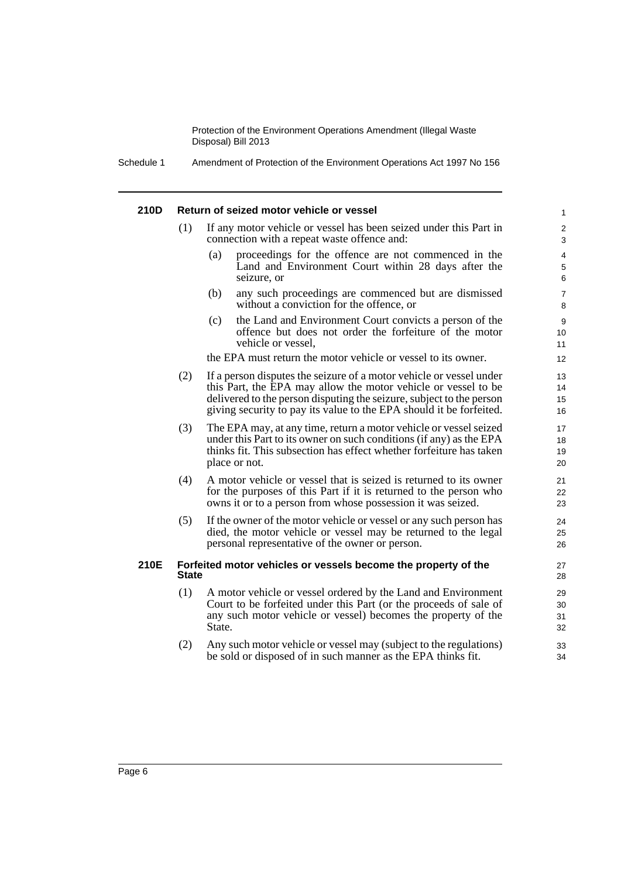#### 210D Return of seized motor vehicle or vessel

(1) If any motor vehicle or vessel has been seized under this Part in connection with a repeat waste offence and:

(a) proceedings for the offence are not commenced in the Land and Environment Court within 28 days after the seizure, or

(b) any such proceedings are commenced but are dismissed without a conviction for the offence, or

(c) the Land and Environment Court convicts a person of the offence but does not order the forfeiture of the motor vehicle or vessel,

the EPA must return the motor vehicle or vessel to its owner.

(2) If a person disputes the seizure of a motor vehicle or vessel under this Part, the EPA may allow the motor vehicle or vessel to be delivered to the person disputing the seizure, subject to the person giving security to pay its value to the EPA should it be forfeited.

(3) The EPA may, at any time, return a motor vehicle or vessel seized under this Part to its owner on such conditions (if any) as the EPA thinks fit. This subsection has effect whether forfeiture has taken place or not.

(4) A motor vehicle or vessel that is seized is returned to its owner for the purposes of this Part if it is returned to the person who owns it or to a person from whose possession it was seized.

(5) If the owner of the motor vehicle or vessel or any such person has died, the motor vehicle or vessel may be returned to the legal personal representative of the owner or person.

#### 210E Forfeited motor vehicles or vessels become the property of the State

(1) A motor vehicle or vessel ordered by the Land and Environment Court to be forfeited under this Part (or the proceeds of sale of any such motor vehicle or vessel) becomes the property of the State.

(2) Any such motor vehicle or vessel may (subject to the regulations) be sold or disposed of in such manner as the EPA thinks fit.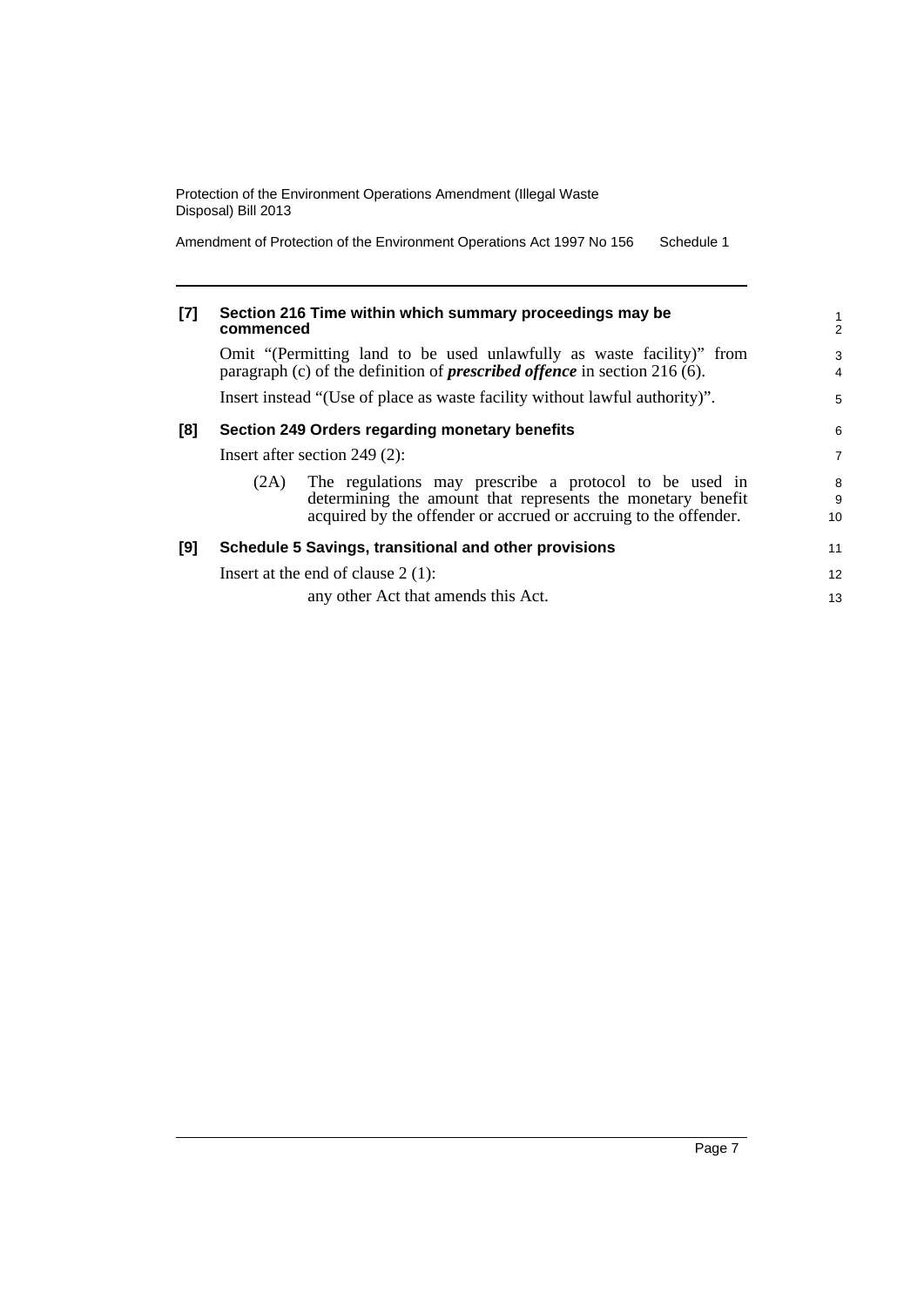### [7] Section 216 Time within which summary proceedings may be commenced

Omit "(Permitting land to be used unlawfully as waste facility)" from paragraph (c) of the definition of ***prescribed offence*** in section 216 (6).

Insert instead "(Use of place as waste facility without lawful authority)".

### [8] Section 249 Orders regarding monetary benefits

Insert after section 249 (2):

(2A) The regulations may prescribe a protocol to be used in determining the amount that represents the monetary benefit acquired by the offender or accrued or accruing to the offender.

### [9] Schedule 5 Savings, transitional and other provisions

Insert at the end of clause 2 (1):

any other Act that amends this Act.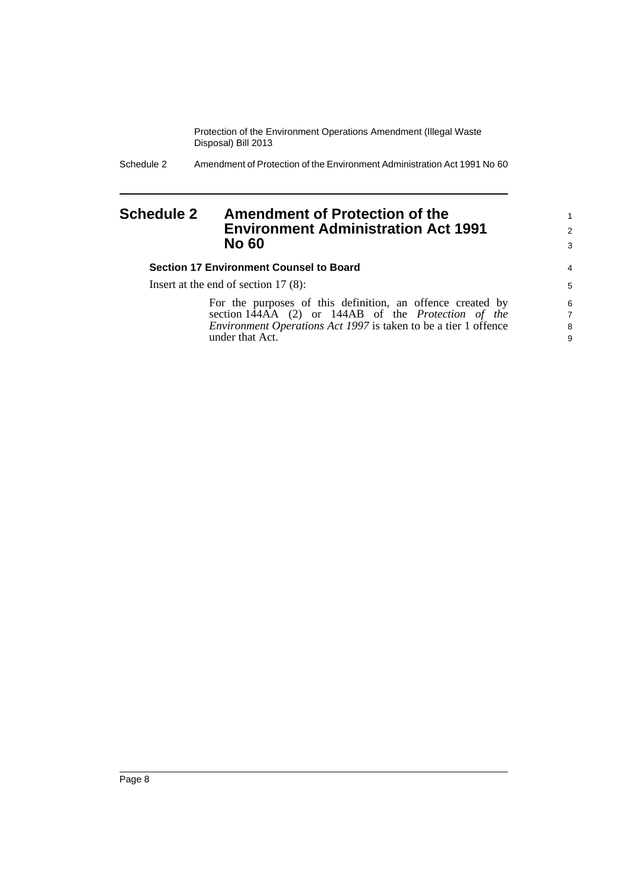# Schedule 2 Amendment of Protection of the Environment Administration Act 1991 No 60

### Section 17 Environment Counsel to Board

Insert at the end of section 17 (8):

> For the purposes of this definition, an offence created by section 144AA (2) or 144AB of the *Protection of the Environment Operations Act 1997* is taken to be a tier 1 offence under that Act.